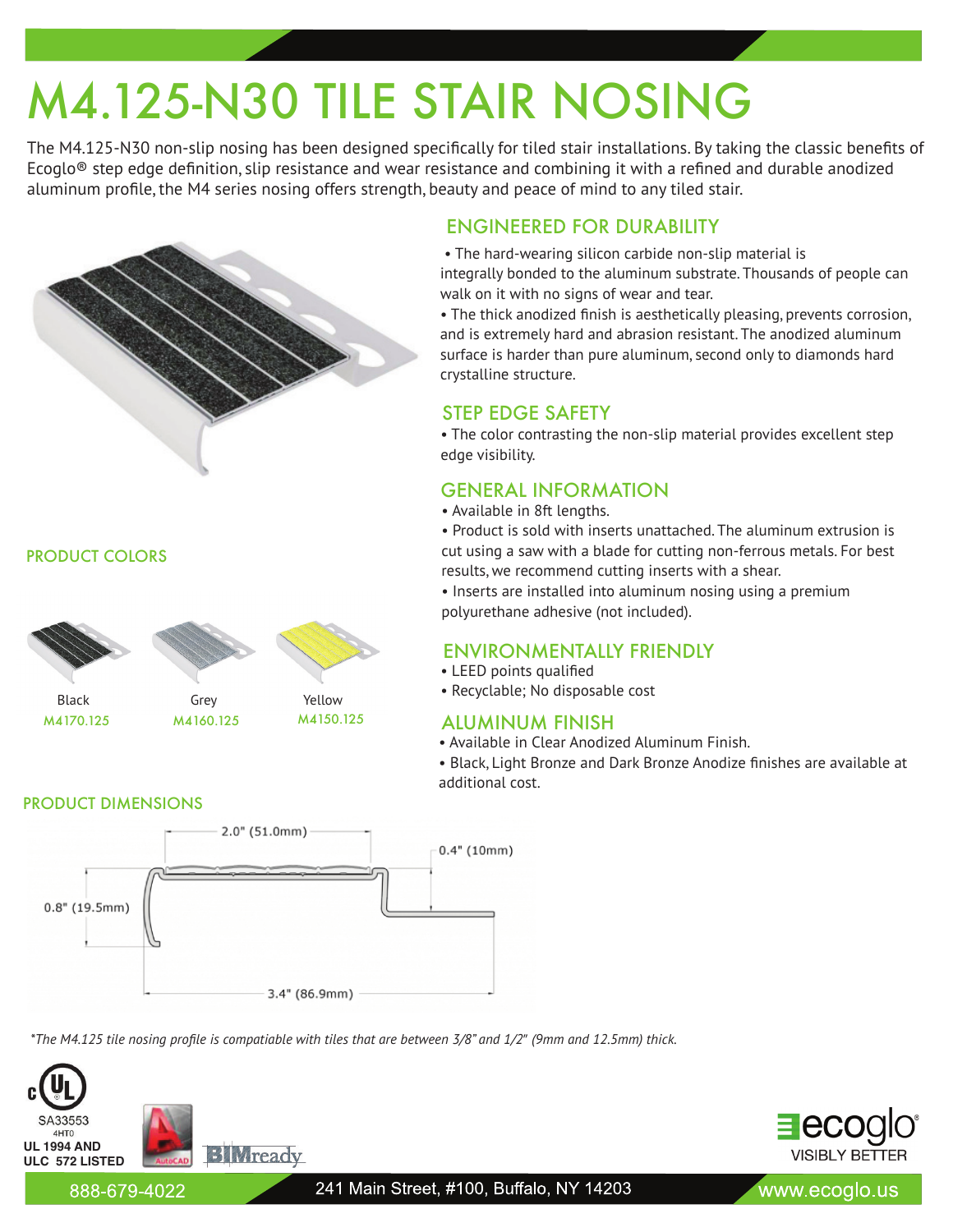# M4.125-N30 TILE STAIR NOSING

The M4.125-N30 non-slip nosing has been designed specifically for tiled stair installations. By taking the classic benefits of Ecoglo® step edge definition, slip resistance and wear resistance and combining it with a refined and durable anodized aluminum profile, the M4 series nosing offers strength, beauty and peace of mind to any tiled stair.

## ENGINEERED FOR DURABILITY

- The hard-wearing silicon carbide non-slip material is integrally bonded to the aluminum substrate. Thousands of people can walk on it with no signs of wear and tear.
- The thick anodized finish is aesthetically pleasing, prevents corrosion, and is extremely hard and abrasion resistant. The anodized aluminum surface is harder than pure aluminum, second only to diamonds hard crystalline structure.

## STEP EDGE SAFETY

- The color contrasting the non-slip material provides excellent step edge visibility.

## GENERAL INFORMATION

- Available in 8ft lengths.
- Product is sold with inserts unattached. The aluminum extrusion is cut using a saw with a blade for cutting non-ferrous metals. For best results, we recommend cutting inserts with a shear.
- Inserts are installed into aluminum nosing using a premium polyurethane adhesive (not included).

## ENVIRONMENTALLY FRIENDLY

- LEED points qualified
- Recyclable; No disposable cost

## ALUMINUM FINISH

- Available in Clear Anodized Aluminum Finish.
- Black, Light Bronze and Dark Bronze Anodize finishes are available at additional cost.

## PRODUCT COLORS

| Black | Grey | Yellow |
|---|---|---|
| M4170.125 | M4160.125 | M4150.125 |

## PRODUCT DIMENSIONS

2.0" (51.0mm)

0.4" (10mm)

0.8" (19.5mm)

3.4" (86.9mm)

*\*The M4.125 tile nosing profile is compatiable with tiles that are between 3/8" and 1/2" (9mm and 12.5mm) thick.*

SA33553
4HT0
**UL 1994 AND ULC 572 LISTED**

ecoglo® VISIBLY BETTER

888-679-4022 | 241 Main Street, #100, Buffalo, NY 14203 | www.ecoglo.us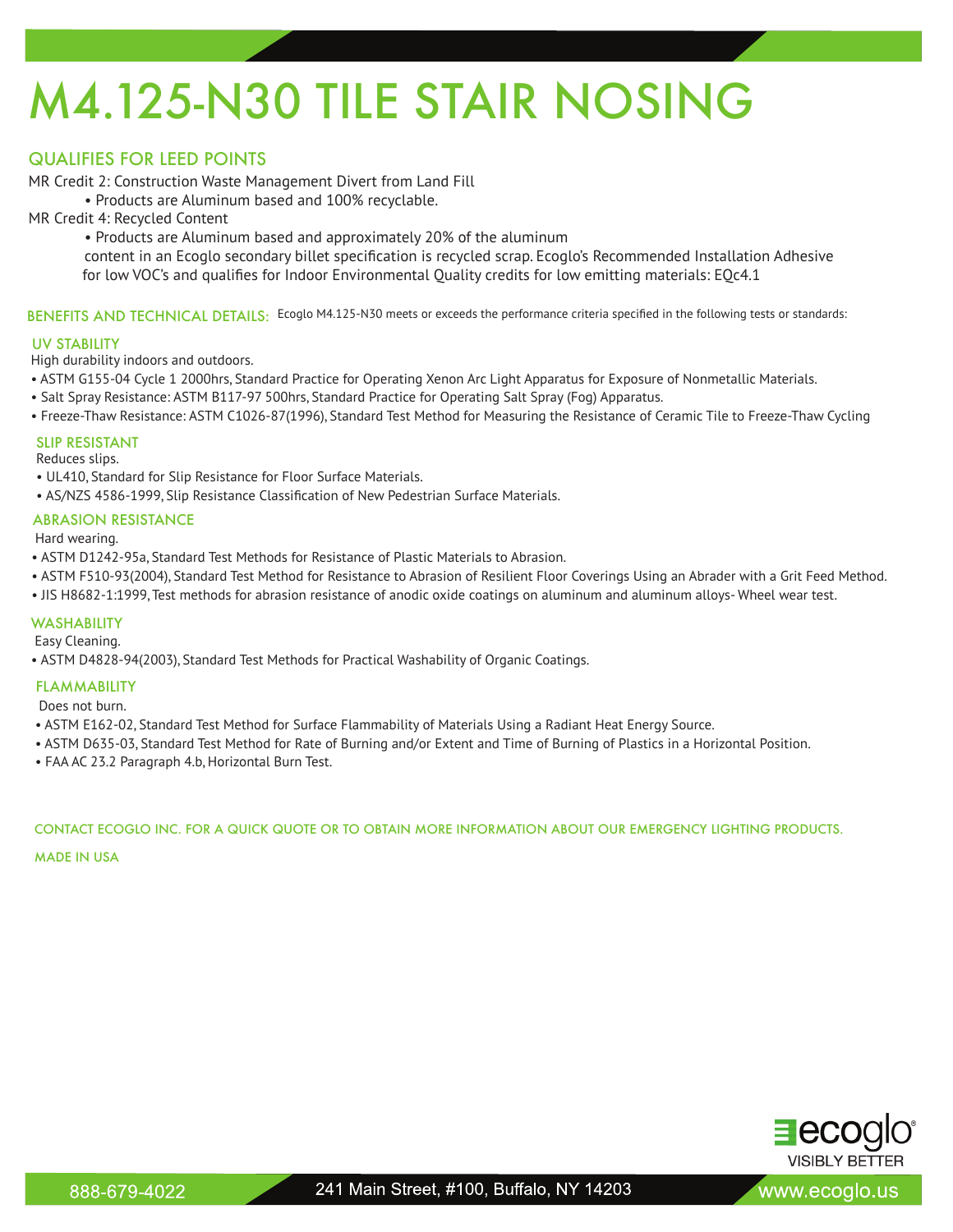# M4.125-N30 TILE STAIR NOSING

## QUALIFIES FOR LEED POINTS

MR Credit 2: Construction Waste Management Divert from Land Fill

- Products are Aluminum based and 100% recyclable.

MR Credit 4: Recycled Content

- Products are Aluminum based and approximately 20% of the aluminum content in an Ecoglo secondary billet specification is recycled scrap. Ecoglo's Recommended Installation Adhesive for low VOC's and qualifies for Indoor Environmental Quality credits for low emitting materials: EQc4.1

## BENEFITS AND TECHNICAL DETAILS:

Ecoglo M4.125-N30 meets or exceeds the performance criteria specified in the following tests or standards:

### UV STABILITY

High durability indoors and outdoors.

- ASTM G155-04 Cycle 1 2000hrs, Standard Practice for Operating Xenon Arc Light Apparatus for Exposure of Nonmetallic Materials.
- Salt Spray Resistance: ASTM B117-97 500hrs, Standard Practice for Operating Salt Spray (Fog) Apparatus.
- Freeze-Thaw Resistance: ASTM C1026-87(1996), Standard Test Method for Measuring the Resistance of Ceramic Tile to Freeze-Thaw Cycling

### SLIP RESISTANT

Reduces slips.

- UL410, Standard for Slip Resistance for Floor Surface Materials.
- AS/NZS 4586-1999, Slip Resistance Classification of New Pedestrian Surface Materials.

### ABRASION RESISTANCE

Hard wearing.

- ASTM D1242-95a, Standard Test Methods for Resistance of Plastic Materials to Abrasion.
- ASTM F510-93(2004), Standard Test Method for Resistance to Abrasion of Resilient Floor Coverings Using an Abrader with a Grit Feed Method.
- JIS H8682-1:1999, Test methods for abrasion resistance of anodic oxide coatings on aluminum and aluminum alloys- Wheel wear test.

### WASHABILITY

Easy Cleaning.

- ASTM D4828-94(2003), Standard Test Methods for Practical Washability of Organic Coatings.

### FLAMMABILITY

Does not burn.

- ASTM E162-02, Standard Test Method for Surface Flammability of Materials Using a Radiant Heat Energy Source.
- ASTM D635-03, Standard Test Method for Rate of Burning and/or Extent and Time of Burning of Plastics in a Horizontal Position.
- FAA AC 23.2 Paragraph 4.b, Horizontal Burn Test.

CONTACT ECOGLO INC. FOR A QUICK QUOTE OR TO OBTAIN MORE INFORMATION ABOUT OUR EMERGENCY LIGHTING PRODUCTS.

MADE IN USA

ecoglo® VISIBLY BETTER

888-679-4022 241 Main Street, #100, Buffalo, NY 14203 www.ecoglo.us